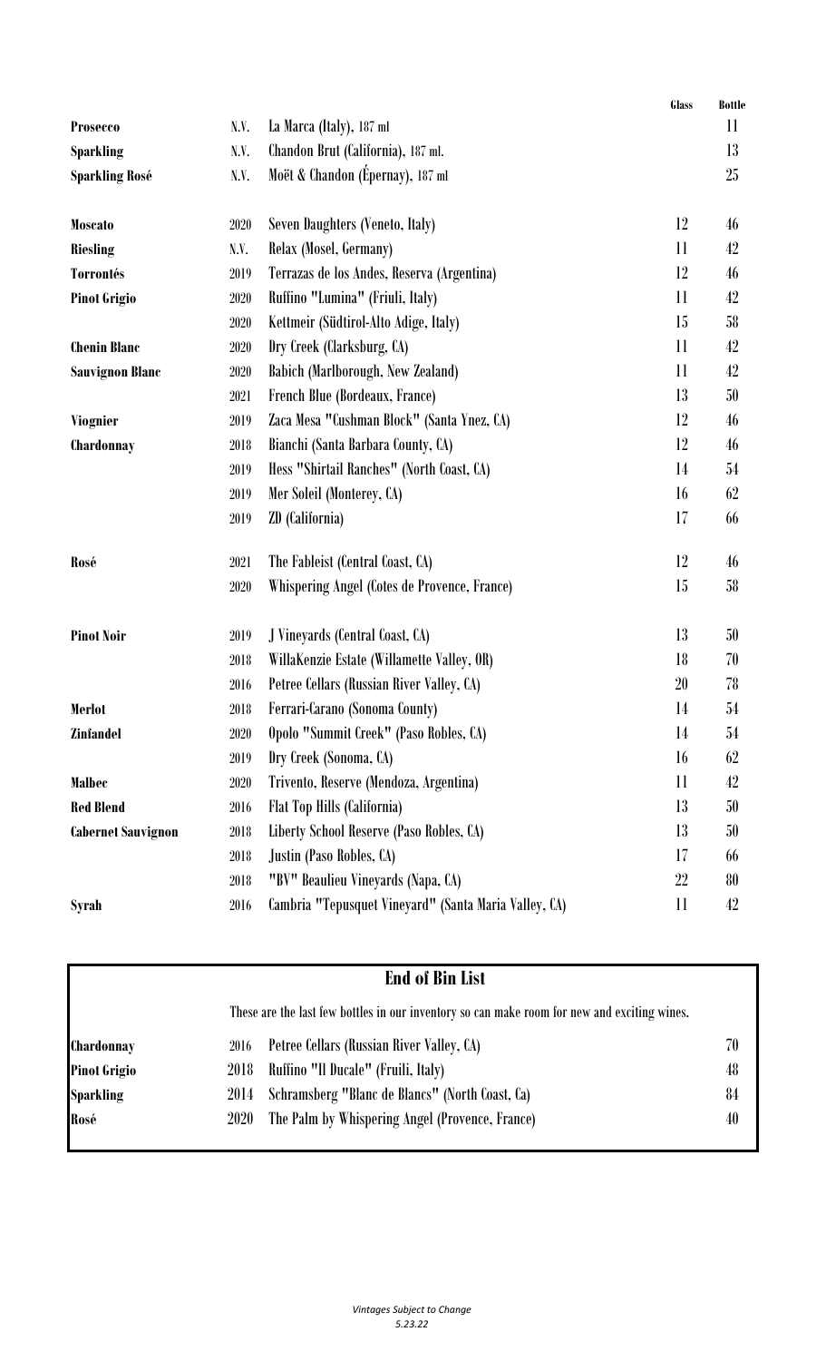| Varietal | Vintage | Wine | Glass | Bottle |
|---|---|---|---|---|
| **Prosecco** | N.V. | La Marca (Italy), 187 ml | | 11 |
| **Sparkling** | N.V. | Chandon Brut (California), 187 ml. | | 13 |
| **Sparkling Rosé** | N.V. | Moët & Chandon (Épernay), 187 ml | | 25 |
| **Moscato** | 2020 | Seven Daughters (Veneto, Italy) | 12 | 46 |
| **Riesling** | N.V. | Relax (Mosel, Germany) | 11 | 42 |
| **Torrontés** | 2019 | Terrazas de los Andes, Reserva (Argentina) | 12 | 46 |
| **Pinot Grigio** | 2020 | Ruffino "Lumina" (Friuli, Italy) | 11 | 42 |
| | 2020 | Kettmeir (Südtirol-Alto Adige, Italy) | 15 | 58 |
| **Chenin Blanc** | 2020 | Dry Creek (Clarksburg, CA) | 11 | 42 |
| **Sauvignon Blanc** | 2020 | Babich (Marlborough, New Zealand) | 11 | 42 |
| | 2021 | French Blue (Bordeaux, France) | 13 | 50 |
| **Viognier** | 2019 | Zaca Mesa "Cushman Block" (Santa Ynez, CA) | 12 | 46 |
| **Chardonnay** | 2018 | Bianchi (Santa Barbara County, CA) | 12 | 46 |
| | 2019 | Hess "Shirtail Ranches" (North Coast, CA) | 14 | 54 |
| | 2019 | Mer Soleil (Monterey, CA) | 16 | 62 |
| | 2019 | ZD (California) | 17 | 66 |
| **Rosé** | 2021 | The Fableist (Central Coast, CA) | 12 | 46 |
| | 2020 | Whispering Angel (Cotes de Provence, France) | 15 | 58 |
| **Pinot Noir** | 2019 | J Vineyards (Central Coast, CA) | 13 | 50 |
| | 2018 | WillaKenzie Estate (Willamette Valley, OR) | 18 | 70 |
| | 2016 | Petree Cellars (Russian River Valley, CA) | 20 | 78 |
| **Merlot** | 2018 | Ferrari-Carano (Sonoma County) | 14 | 54 |
| **Zinfandel** | 2020 | Opolo "Summit Creek" (Paso Robles, CA) | 14 | 54 |
| | 2019 | Dry Creek (Sonoma, CA) | 16 | 62 |
| **Malbec** | 2020 | Trivento, Reserve (Mendoza, Argentina) | 11 | 42 |
| **Red Blend** | 2016 | Flat Top Hills (California) | 13 | 50 |
| **Cabernet Sauvignon** | 2018 | Liberty School Reserve (Paso Robles, CA) | 13 | 50 |
| | 2018 | Justin (Paso Robles, CA) | 17 | 66 |
| | 2018 | "BV" Beaulieu Vineyards (Napa, CA) | 22 | 80 |
| **Syrah** | 2016 | Cambria "Tepusquet Vineyard" (Santa Maria Valley, CA) | 11 | 42 |

## End of Bin List

These are the last few bottles in our inventory so can make room for new and exciting wines.

| Varietal | Vintage | Wine | Bottle |
|---|---|---|---|
| **Chardonnay** | 2016 | Petree Cellars (Russian River Valley, CA) | 70 |
| **Pinot Grigio** | 2018 | Ruffino "Il Ducale" (Fruili, Italy) | 48 |
| **Sparkling** | 2014 | Schramsberg "Blanc de Blancs" (North Coast, Ca) | 84 |
| **Rosé** | 2020 | The Palm by Whispering Angel (Provence, France) | 40 |

*Vintages Subject to Change*
*5.23.22*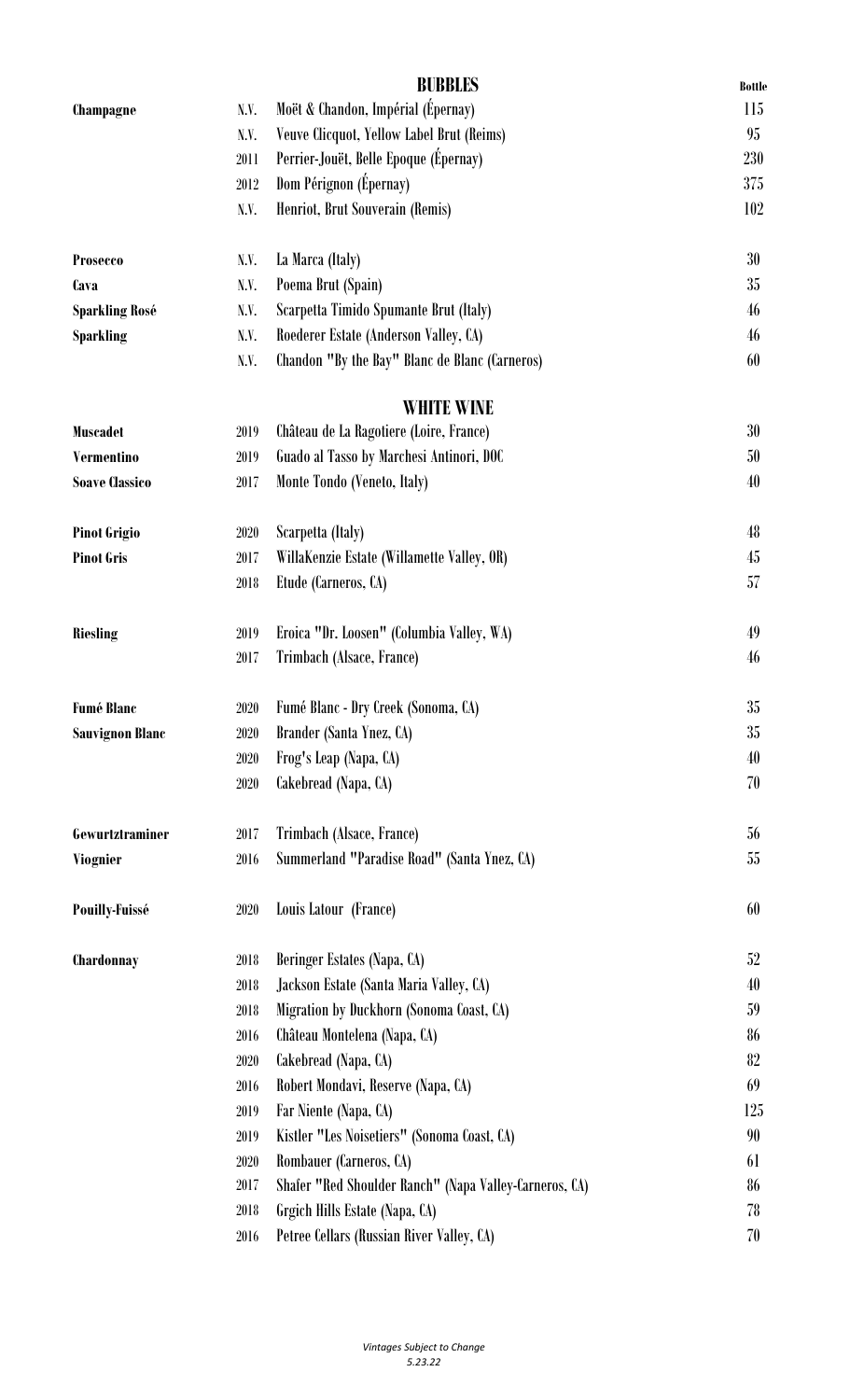## BUBBLES

| | | | Bottle |
|---|---|---|---|
| **Champagne** | N.V. | Moët & Chandon, Impérial (Épernay) | 115 |
| | N.V. | Veuve Clicquot, Yellow Label Brut (Reims) | 95 |
| | 2011 | Perrier-Jouët, Belle Epoque (Épernay) | 230 |
| | 2012 | Dom Pérignon (Épernay) | 375 |
| | N.V. | Henriot, Brut Souverain (Remis) | 102 |
| **Prosecco** | N.V. | La Marca (Italy) | 30 |
| **Cava** | N.V. | Poema Brut (Spain) | 35 |
| **Sparkling Rosé** | N.V. | Scarpetta Timido Spumante Brut (Italy) | 46 |
| **Sparkling** | N.V. | Roederer Estate (Anderson Valley, CA) | 46 |
| | N.V. | Chandon "By the Bay" Blanc de Blanc (Carneros) | 60 |

## WHITE WINE

| | | | |
|---|---|---|---|
| **Muscadet** | 2019 | Château de La Ragotiere (Loire, France) | 30 |
| **Vermentino** | 2019 | Guado al Tasso by Marchesi Antinori, DOC | 50 |
| **Soave Classico** | 2017 | Monte Tondo (Veneto, Italy) | 40 |
| **Pinot Grigio** | 2020 | Scarpetta (Italy) | 48 |
| **Pinot Gris** | 2017 | WillaKenzie Estate (Willamette Valley, OR) | 45 |
| | 2018 | Etude (Carneros, CA) | 57 |
| **Riesling** | 2019 | Eroica "Dr. Loosen" (Columbia Valley, WA) | 49 |
| | 2017 | Trimbach (Alsace, France) | 46 |
| **Fumé Blanc** | 2020 | Fumé Blanc - Dry Creek (Sonoma, CA) | 35 |
| **Sauvignon Blanc** | 2020 | Brander (Santa Ynez, CA) | 35 |
| | 2020 | Frog's Leap (Napa, CA) | 40 |
| | 2020 | Cakebread (Napa, CA) | 70 |
| **Gewurtztraminer** | 2017 | Trimbach (Alsace, France) | 56 |
| **Viognier** | 2016 | Summerland "Paradise Road" (Santa Ynez, CA) | 55 |
| **Pouilly-Fuissé** | 2020 | Louis Latour (France) | 60 |
| **Chardonnay** | 2018 | Beringer Estates (Napa, CA) | 52 |
| | 2018 | Jackson Estate (Santa Maria Valley, CA) | 40 |
| | 2018 | Migration by Duckhorn (Sonoma Coast, CA) | 59 |
| | 2016 | Château Montelena (Napa, CA) | 86 |
| | 2020 | Cakebread (Napa, CA) | 82 |
| | 2016 | Robert Mondavi, Reserve (Napa, CA) | 69 |
| | 2019 | Far Niente (Napa, CA) | 125 |
| | 2019 | Kistler "Les Noisetiers" (Sonoma Coast, CA) | 90 |
| | 2020 | Rombauer (Carneros, CA) | 61 |
| | 2017 | Shafer "Red Shoulder Ranch" (Napa Valley-Carneros, CA) | 86 |
| | 2018 | Grgich Hills Estate (Napa, CA) | 78 |
| | 2016 | Petree Cellars (Russian River Valley, CA) | 70 |

*Vintages Subject to Change*
*5.23.22*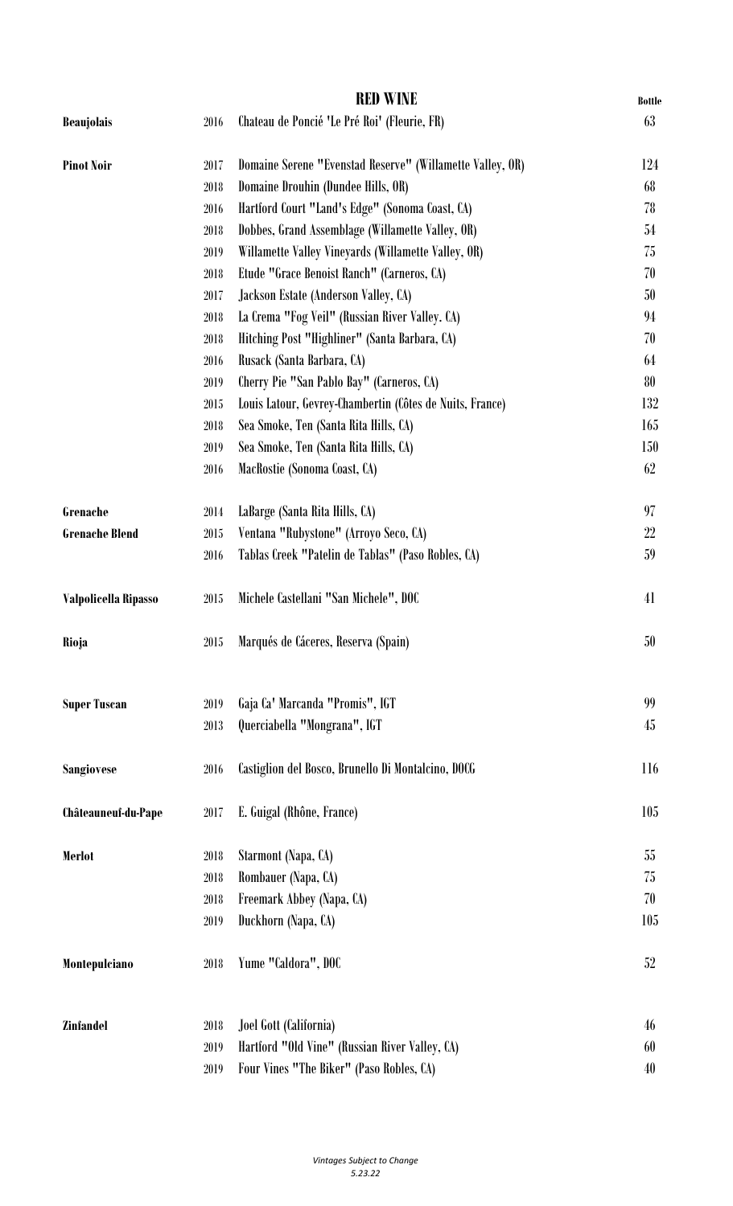# RED WINE

| | | | Bottle |
|---|---|---|---|
| **Beaujolais** | 2016 | Chateau de Poncié 'Le Pré Roi' (Fleurie, FR) | 63 |
| **Pinot Noir** | 2017 | Domaine Serene "Evenstad Reserve" (Willamette Valley, OR) | 124 |
| | 2018 | Domaine Drouhin (Dundee Hills, OR) | 68 |
| | 2016 | Hartford Court "Land's Edge" (Sonoma Coast, CA) | 78 |
| | 2018 | Dobbes, Grand Assemblage (Willamette Valley, OR) | 54 |
| | 2019 | Willamette Valley Vineyards (Willamette Valley, OR) | 75 |
| | 2018 | Etude "Grace Benoist Ranch" (Carneros, CA) | 70 |
| | 2017 | Jackson Estate (Anderson Valley, CA) | 50 |
| | 2018 | La Crema "Fog Veil" (Russian River Valley. CA) | 94 |
| | 2018 | Hitching Post "Highliner" (Santa Barbara, CA) | 70 |
| | 2016 | Rusack (Santa Barbara, CA) | 64 |
| | 2019 | Cherry Pie "San Pablo Bay" (Carneros, CA) | 80 |
| | 2015 | Louis Latour, Gevrey-Chambertin (Côtes de Nuits, France) | 132 |
| | 2018 | Sea Smoke, Ten (Santa Rita Hills, CA) | 165 |
| | 2019 | Sea Smoke, Ten (Santa Rita Hills, CA) | 150 |
| | 2016 | MacRostie (Sonoma Coast, CA) | 62 |
| **Grenache** | 2014 | LaBarge (Santa Rita Hills, CA) | 97 |
| **Grenache Blend** | 2015 | Ventana "Rubystone" (Arroyo Seco, CA) | 22 |
| | 2016 | Tablas Creek "Patelin de Tablas" (Paso Robles, CA) | 59 |
| **Valpolicella Ripasso** | 2015 | Michele Castellani "San Michele", DOC | 41 |
| **Rioja** | 2015 | Marqués de Cáceres, Reserva (Spain) | 50 |
| **Super Tuscan** | 2019 | Gaja Ca' Marcanda "Promis", IGT | 99 |
| | 2013 | Querciabella "Mongrana", IGT | 45 |
| **Sangiovese** | 2016 | Castiglion del Bosco, Brunello Di Montalcino, DOCG | 116 |
| **Châteauneuf-du-Pape** | 2017 | E. Guigal (Rhône, France) | 105 |
| **Merlot** | 2018 | Starmont (Napa, CA) | 55 |
| | 2018 | Rombauer (Napa, CA) | 75 |
| | 2018 | Freemark Abbey (Napa, CA) | 70 |
| | 2019 | Duckhorn (Napa, CA) | 105 |
| **Montepulciano** | 2018 | Yume "Caldora", DOC | 52 |
| **Zinfandel** | 2018 | Joel Gott (California) | 46 |
| | 2019 | Hartford "Old Vine" (Russian River Valley, CA) | 60 |
| | 2019 | Four Vines "The Biker" (Paso Robles, CA) | 40 |

*Vintages Subject to Change*
*5.23.22*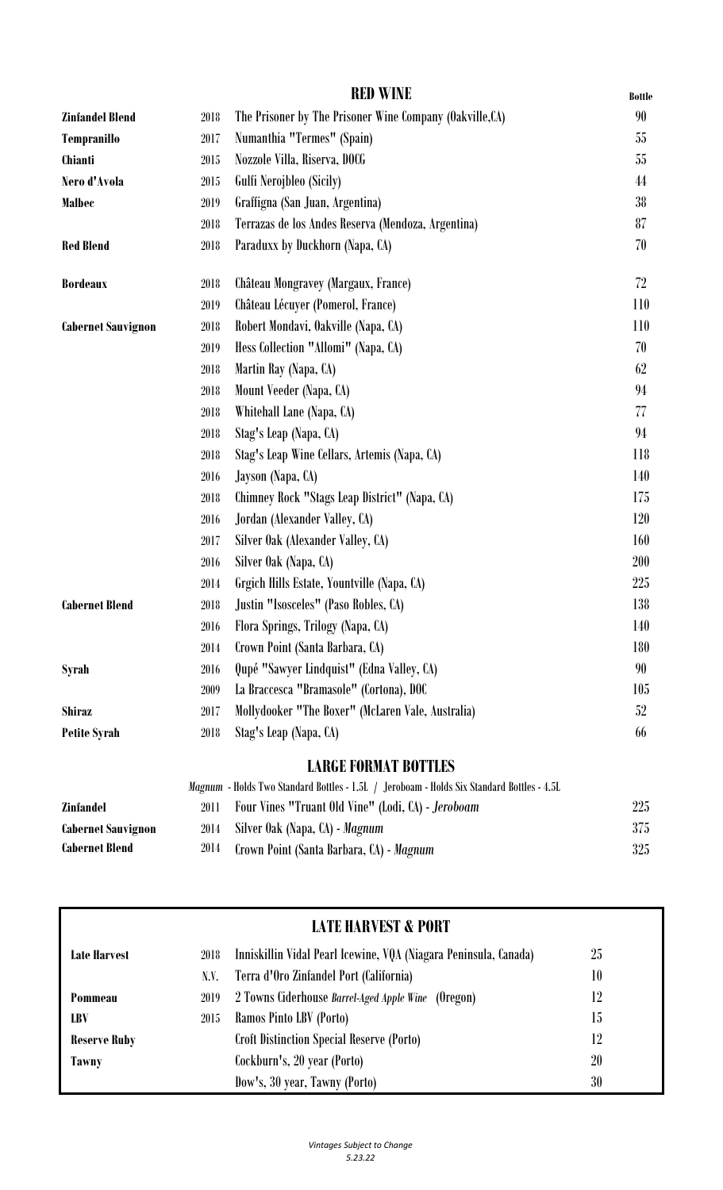## RED WINE

| | | | Bottle |
|---|---|---|---|
| **Zinfandel Blend** | 2018 | The Prisoner by The Prisoner Wine Company (Oakville,CA) | 90 |
| **Tempranillo** | 2017 | Numanthia "Termes" (Spain) | 55 |
| **Chianti** | 2015 | Nozzole Villa, Riserva, DOCG | 55 |
| **Nero d'Avola** | 2015 | Gulfi Nerojbleo (Sicily) | 44 |
| **Malbec** | 2019 | Graffigna (San Juan, Argentina) | 38 |
| | 2018 | Terrazas de los Andes Reserva (Mendoza, Argentina) | 87 |
| **Red Blend** | 2018 | Paraduxx by Duckhorn (Napa, CA) | 70 |
| **Bordeaux** | 2018 | Château Mongravey (Margaux, France) | 72 |
| | 2019 | Château Lécuyer (Pomerol, France) | 110 |
| **Cabernet Sauvignon** | 2018 | Robert Mondavi, Oakville (Napa, CA) | 110 |
| | 2019 | Hess Collection "Allomi" (Napa, CA) | 70 |
| | 2018 | Martin Ray (Napa, CA) | 62 |
| | 2018 | Mount Veeder (Napa, CA) | 94 |
| | 2018 | Whitehall Lane (Napa, CA) | 77 |
| | 2018 | Stag's Leap (Napa, CA) | 94 |
| | 2018 | Stag's Leap Wine Cellars, Artemis (Napa, CA) | 118 |
| | 2016 | Jayson (Napa, CA) | 140 |
| | 2018 | Chimney Rock "Stags Leap District" (Napa, CA) | 175 |
| | 2016 | Jordan (Alexander Valley, CA) | 120 |
| | 2017 | Silver Oak (Alexander Valley, CA) | 160 |
| | 2016 | Silver Oak (Napa, CA) | 200 |
| | 2014 | Grgich Hills Estate, Yountville (Napa, CA) | 225 |
| **Cabernet Blend** | 2018 | Justin "Isosceles" (Paso Robles, CA) | 138 |
| | 2016 | Flora Springs, Trilogy (Napa, CA) | 140 |
| | 2014 | Crown Point (Santa Barbara, CA) | 180 |
| **Syrah** | 2016 | Qupé "Sawyer Lindquist" (Edna Valley, CA) | 90 |
| | 2009 | La Braccesca "Bramasole" (Cortona), DOC | 105 |
| **Shiraz** | 2017 | Mollydooker "The Boxer" (McLaren Vale, Australia) | 52 |
| **Petite Syrah** | 2018 | Stag's Leap (Napa, CA) | 66 |

## LARGE FORMAT BOTTLES

*Magnum* - Holds Two Standard Bottles - 1.5L / Jeroboam - Holds Six Standard Bottles - 4.5L

| | | | |
|---|---|---|---|
| **Zinfandel** | 2011 | Four Vines "Truant Old Vine" (Lodi, CA) - *Jeroboam* | 225 |
| **Cabernet Sauvignon** | 2014 | Silver Oak (Napa, CA) - *Magnum* | 375 |
| **Cabernet Blend** | 2014 | Crown Point (Santa Barbara, CA) - *Magnum* | 325 |

## LATE HARVEST & PORT

| | | | |
|---|---|---|---|
| **Late Harvest** | 2018 | Inniskillin Vidal Pearl Icewine, VQA (Niagara Peninsula, Canada) | 25 |
| | N.V. | Terra d'Oro Zinfandel Port (California) | 10 |
| **Pommeau** | 2019 | 2 Towns Ciderhouse *Barrel-Aged Apple Wine* (Oregon) | 12 |
| **LBV** | 2015 | Ramos Pinto LBV (Porto) | 15 |
| **Reserve Ruby** | | Croft Distinction Special Reserve (Porto) | 12 |
| **Tawny** | | Cockburn's, 20 year (Porto) | 20 |
| | | Dow's, 30 year, Tawny (Porto) | 30 |

*Vintages Subject to Change*
*5.23.22*